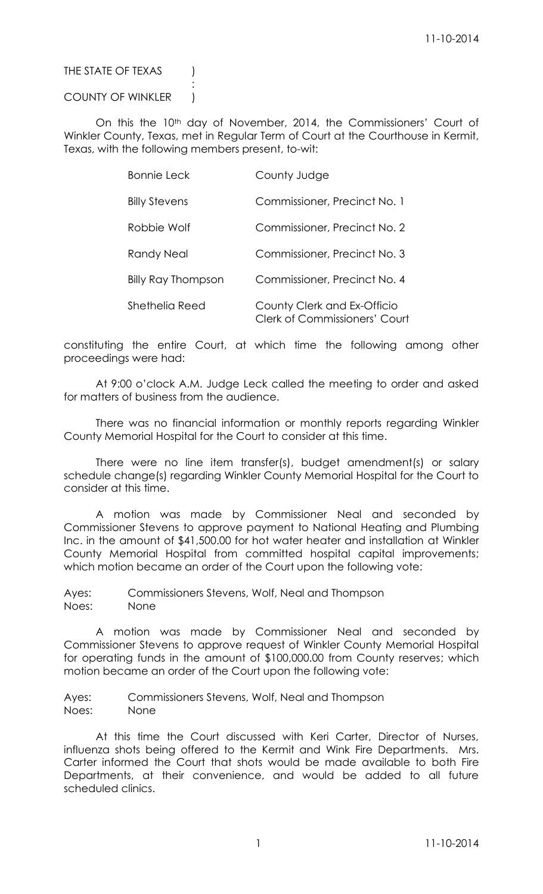THE STATE OF TEXAS )
:
COUNTY OF WINKLER )

On this the 10th day of November, 2014, the Commissioners' Court of Winkler County, Texas, met in Regular Term of Court at the Courthouse in Kermit, Texas, with the following members present, to-wit:

| | |
|---|---|
| Bonnie Leck | County Judge |
| Billy Stevens | Commissioner, Precinct No. 1 |
| Robbie Wolf | Commissioner, Precinct No. 2 |
| Randy Neal | Commissioner, Precinct No. 3 |
| Billy Ray Thompson | Commissioner, Precinct No. 4 |
| Shethelia Reed | County Clerk and Ex-Officio Clerk of Commissioners' Court |

constituting the entire Court, at which time the following among other proceedings were had:

At 9:00 o'clock A.M. Judge Leck called the meeting to order and asked for matters of business from the audience.

There was no financial information or monthly reports regarding Winkler County Memorial Hospital for the Court to consider at this time.

There were no line item transfer(s), budget amendment(s) or salary schedule change(s) regarding Winkler County Memorial Hospital for the Court to consider at this time.

A motion was made by Commissioner Neal and seconded by Commissioner Stevens to approve payment to National Heating and Plumbing Inc. in the amount of $41,500.00 for hot water heater and installation at Winkler County Memorial Hospital from committed hospital capital improvements; which motion became an order of the Court upon the following vote:

Ayes: Commissioners Stevens, Wolf, Neal and Thompson
Noes: None

A motion was made by Commissioner Neal and seconded by Commissioner Stevens to approve request of Winkler County Memorial Hospital for operating funds in the amount of $100,000.00 from County reserves; which motion became an order of the Court upon the following vote:

Ayes: Commissioners Stevens, Wolf, Neal and Thompson
Noes: None

At this time the Court discussed with Keri Carter, Director of Nurses, influenza shots being offered to the Kermit and Wink Fire Departments. Mrs. Carter informed the Court that shots would be made available to both Fire Departments, at their convenience, and would be added to all future scheduled clinics.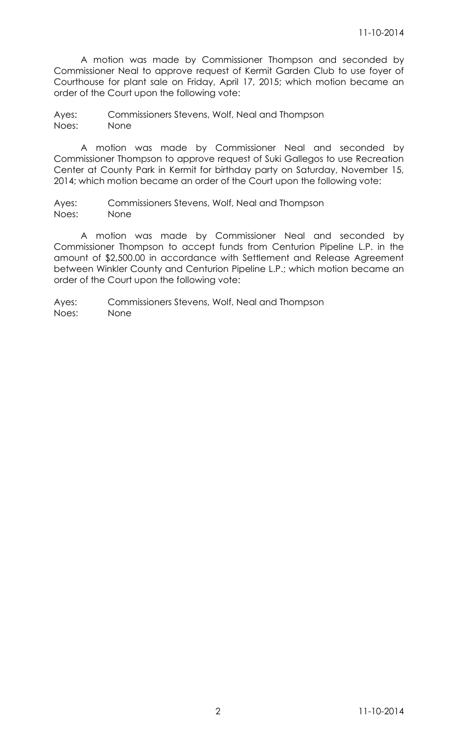A motion was made by Commissioner Thompson and seconded by Commissioner Neal to approve request of Kermit Garden Club to use foyer of Courthouse for plant sale on Friday, April 17, 2015; which motion became an order of the Court upon the following vote:

Ayes: Commissioners Stevens, Wolf, Neal and Thompson
Noes: None

A motion was made by Commissioner Neal and seconded by Commissioner Thompson to approve request of Suki Gallegos to use Recreation Center at County Park in Kermit for birthday party on Saturday, November 15, 2014; which motion became an order of the Court upon the following vote:

Ayes: Commissioners Stevens, Wolf, Neal and Thompson
Noes: None

A motion was made by Commissioner Neal and seconded by Commissioner Thompson to accept funds from Centurion Pipeline L.P. in the amount of $2,500.00 in accordance with Settlement and Release Agreement between Winkler County and Centurion Pipeline L.P.; which motion became an order of the Court upon the following vote:

Ayes: Commissioners Stevens, Wolf, Neal and Thompson
Noes: None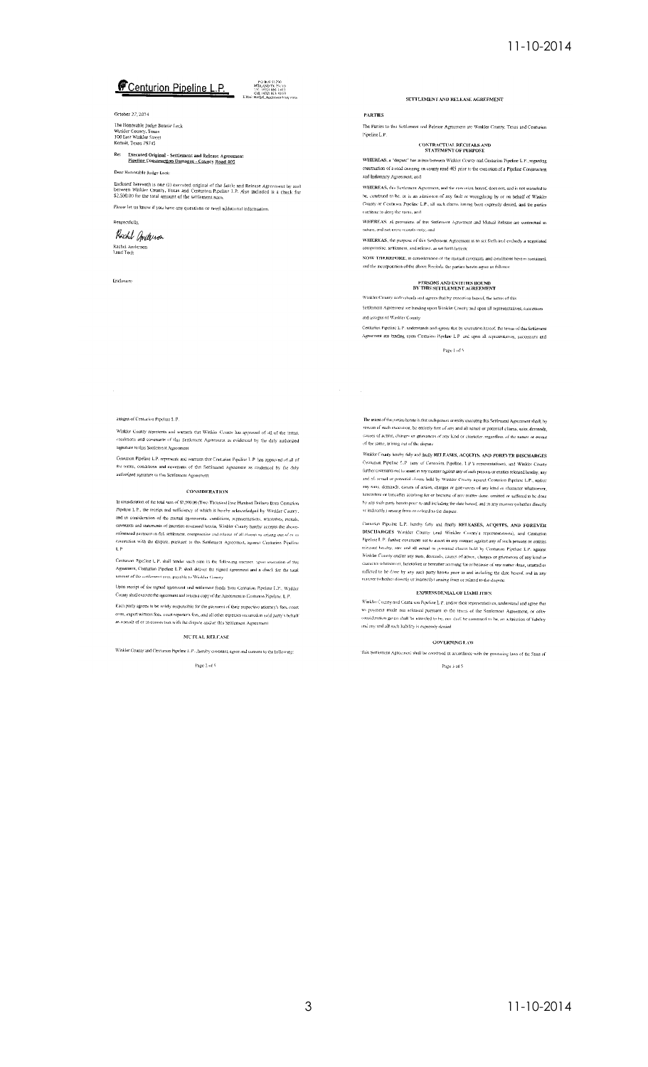**Centurion Pipeline L.P.**

P.O. Box 51290
MIDLAND TX 79710
Tel: (432) 686-1613
Cell: (432) 813-9160
E-Mail: rachel_Anderson@oxy.com

October 27, 2014

The Honorable Judge Bonnie Leck
Winkler County, Texas
100 East Winkler Street
Kermit, Texas 79745

Re: **Executed Original - Settlement and Release Agreement**
**Pipeline Construction Damages - County Road 405**

Dear Honorable Judge Leck:

Enclosed herewith is one (1) executed original of the Settle and Release Agreement by and between Winkler County, Texas and Centurion Pipeline L.P. Also included is a check for $2,500.00 for the total amount of the settlement sum.

Please let us know if you have any questions or need additional information.

Respectfully,

Rachel Anderson
Land Tech

Enclosure

## SETTLEMENT AND RELEASE AGREEMENT

### PARTIES

The Parties to this Settlement and Release Agreement are Winkler County, Texas and Centurion Pipeline L.P.

### CONTRACTUAL RECITALS AND STATEMENT OF PURPOSE

**WHEREAS**, a "dispute" has arisen between Winkler County and Centurion Pipeline L.P. regarding construction of a road crossing on county road 405 prior to the execution of a Pipeline Construction and Indemnity Agreement; and

**WHEREAS**, this Settlement Agreement, and the execution hereof, does not, and is not intended to be, construed to be, or is an admission of any fault or wrongdoing by or on behalf of Winkler County or Centurion Pipeline L.P., all such claims having been expressly denied, and the parties continue to deny the same; and

**WHEREAS**, all provisions of this Settlement Agreement and Mutual Release are contractual in nature, and not mere recitals only; and

**WHEREAS**, the purpose of this Settlement Agreement is to set forth and embody a negotiated compromise, settlement, and release, as set forth herein.

**NOW THEREFORE**, in consideration of the mutual covenants and conditions herein contained, and the incorporation of the above Recitals, the parties hereto agree as follows:

### PERSONS AND ENTITIES BOUND BY THIS SETTLEMENT AGREEMENT

Winkler County understands and agrees that by execution hereof, the terms of this Settlement Agreement are binding upon Winkler County and upon all representatives, successors and assigns of Winkler County.

Centurion Pipeline L.P. understands and agrees that by execution hereof, the terms of this Settlement Agreement are binding upon Centurion Pipeline L.P. and upon all representatives, successors and assigns of Centurion Pipeline L.P.

Winkler County represents and warrants that Winkler County has approved of all of the terms, conditions and covenants of this Settlement Agreement as evidenced by the duly authorized signature to this Settlement Agreement.

Centurion Pipeline L.P. represents and warrants that Centurion Pipeline L.P. has approved of all of the terms, conditions and covenants of this Settlement Agreement as evidenced by the duly authorized signature to this Settlement Agreement.

### CONSIDERATION

In consideration of the total sum of $2,500.00 (Two Thousand Five Hundred Dollars) from Centurion Pipeline L.P., the receipt and sufficiency of which is hereby acknowledged by Winkler County, and in consideration of the mutual agreements, conditions, representations, warranties, recitals, covenants and statements of intention contained herein, Winkler County hereby accepts the above-referenced payment in full settlement, compromise and release of all claims so arising out of or in connection with the dispute, pursuant to this Settlement Agreement, against Centurion Pipeline L.P.

Centurion Pipeline L.P. shall tender such sum in the following manner: upon execution of this Agreement, Centurion Pipeline L.P. shall deliver the signed agreement and a check for the total amount of the settlement sum, payable to Winkler County.

Upon receipt of the signed agreement and settlement funds from Centurion Pipeline L.P., Winkler County shall execute the agreement and return a copy of the Agreement to Centurion Pipeline L.P.

Each party agrees to be solely responsible for the payment of their respective attorney's fees, court costs, expert witness fees, court reporter's fees, and all other expenses incurred on said party's behalf as a result of or in connection with the dispute and/or this Settlement Agreement.

### MUTUAL RELEASE

Winkler County and Centurion Pipeline L.P. hereby covenant, agree and consent to the following:

The intent of the parties hereto is that each person or entity executing this Settlement Agreement shall, by reason of such execution, be entirely free of any and all actual or potential claims, suits, demands, causes of action, charges or grievances of any kind or character, regardless of the nature or extent of the same, arising out of the dispute.

Winkler County hereby fully and finally **RELEASES, ACQUITS, AND FOREVER DISCHARGES** Centurion Pipeline L.P. (any of Centurion Pipeline L.P.'s representatives), and Winkler County further covenants not to assert in any manner against any of such persons or entities released hereby, any and all actual or potential claims held by Winkler County against Centurion Pipeline L.P., and/or any suits, demands, causes of action, charges or grievances of any kind or character whatsoever, heretofore or hereafter accruing for or because of any matter done, omitted or suffered to be done by any such party hereto prior to and including the date hereof, and in any manner (whether directly or indirectly) arising from or related to the dispute.

Centurion Pipeline L.P. hereby fully and finally **RELEASES, ACQUITS, AND FOREVER DISCHARGES** Winkler County (and Winkler County's representatives), and Centurion Pipeline L.P. further covenants not to assert in any manner against any of such persons or entities released hereby, any and all actual or potential claims held by Centurion Pipeline L.P. against Winkler County and/or any suits, demands, causes of action, charges or grievances of any kind or character whatsoever, heretofore or hereafter accruing for or because of any matter done, omitted or suffered to be done by any such party hereto prior to and including the date hereof, and in any manner (whether directly or indirectly) arising from or related to the dispute.

### EXPRESS DENIAL OF LIABILITIES

Winkler County and Centurion Pipeline L.P. and/or their representatives, understand and agree that no payment made nor released pursuant to the terms of this Settlement Agreement, or other consideration given shall be intended to be, nor shall be construed to be, an admission of liability and any and all such liability is expressly denied.

### GOVERNING LAW

This Settlement Agreement shall be construed in accordance with the governing laws of the State of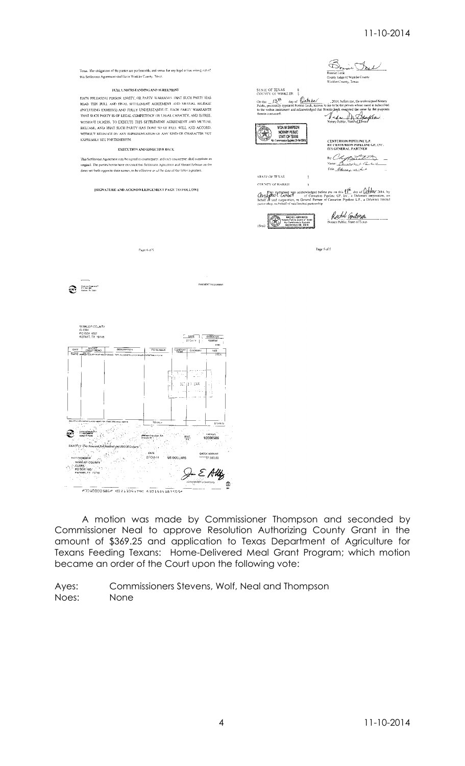Texas. The obligations of the parties are performable, and venue for any legal action arising out of this Settlement Agreement shall lie in Winkler County, Texas.

**FULL UNDERSTANDING AND AGREEMENT**

EACH RELEASING PERSON, ENTITY, OR PARTY WARRANTS THAT SUCH PARTY HAS READ THIS FULL AND FINAL SETTLEMENT AGREEMENT AND MUTUAL RELEASE (INCLUDING EXHIBITS) AND FULLY UNDERSTANDS IT. EACH PARTY WARRANTS THAT SUCH PARTY IS OF LEGAL COMPETENCE OR LEGAL CAPACITY, AND IS FREE, WITHOUT DURESS, TO EXECUTE THIS SETTLEMENT AGREEMENT AND MUTUAL RELEASE, AND THAT SUCH PARTY HAS DONE SO OF FULL WILL AND ACCORD, WITHOUT RELIANCE ON ANY REPRESENTATION OF ANY KIND OR CHARACTER NOT EXPRESSLY SET FORTH HEREIN.

**EXECUTION AND EFFECTIVE DATE**

This Settlement Agreement may be signed in counterparts, and each counterpart shall constitute an original. The parties hereto have executed this Settlement Agreement and Mutual Release on the dates set forth opposite their names, to be effective as of the date of the latter signature.

[SIGNATURE AND ACKNOWLEDGEMENT PAGE TO FOLLOW]

Page 4 of 5

Bonnie Leck
County Judge of Winkler County
Winkler County, Texas

STATE OF TEXAS §
COUNTY OF WINKLER §

On this 13th day of October, 2014, before me, the undersigned Notary Public, personally appeared Bonnie Leck, known to me to be the person whose name is subscribed to the within instrument and acknowledged that Bonnie Leck executed the same for the purposes therein contained.

Notary Public, State of Texas

VIDA M SIMPSON
NOTARY PUBLIC
STATE OF TEXAS
My Commission Expires 01-14-2015

**CENTURION PIPELINE L.P.**
**BY CENTURION PIPELINE GP, INC.**
**ITS GENERAL PARTNER**

By ____________
Name ____________
Title ____________

STATE OF TEXAS §
COUNTY OF HARRIS §

This instrument was acknowledged before me on this 1st day of October 2014, by ____________ of Centurion Pipeline GP, Inc., a Delaware corporation, on behalf of said corporation, as General Partner of Centurion Pipeline L.P., a Delaware limited partnership, on behalf of said limited partnership.

RACHEL ANDERSON
Notary Public, State of Texas
My Commission Expires
September 08, 2018

(Seal)

Rachel Anderson
Notary Public, State of Texas

Page 5 of 5

OXY — PAYMENT DOCUMENT

WINKLER COUNTY
CLERK
PO BOX 1007
KERMIT, TX 79745

| DATE | CHECK NO. |
|---|---|
| 27-Oct-14 | 10000586 |

| DATE | INVOICE CREDIT MEMO | DESCRIPTION | PO NUMBER | COMPANY CODE | DISCOUNT | NET |
|---|---|---|---|---|---|---|
| | | | | | | |

TOTALS: $7,500.00

EXACTLY Seven thousand five hundred and 00/100 Dollars

| DATE | | CHECK AMOUNT |
|---|---|---|
| 27-Oct-14 | US DOLLARS | ****$7,500.00 |

PAY TO THE ORDER OF
WINKLER COUNTY
CLERK
PO BOX 1007
KERMIT, TX 79745

AUTHORIZED SIGNATURE

⑈0010000586⑈ ⑆021109479⑆ 6301535483509⑈

A motion was made by Commissioner Thompson and seconded by Commissioner Neal to approve Resolution Authorizing County Grant in the amount of $369.25 and application to Texas Department of Agriculture for Texans Feeding Texans: Home-Delivered Meal Grant Program; which motion became an order of the Court upon the following vote:

Ayes: Commissioners Stevens, Wolf, Neal and Thompson
Noes: None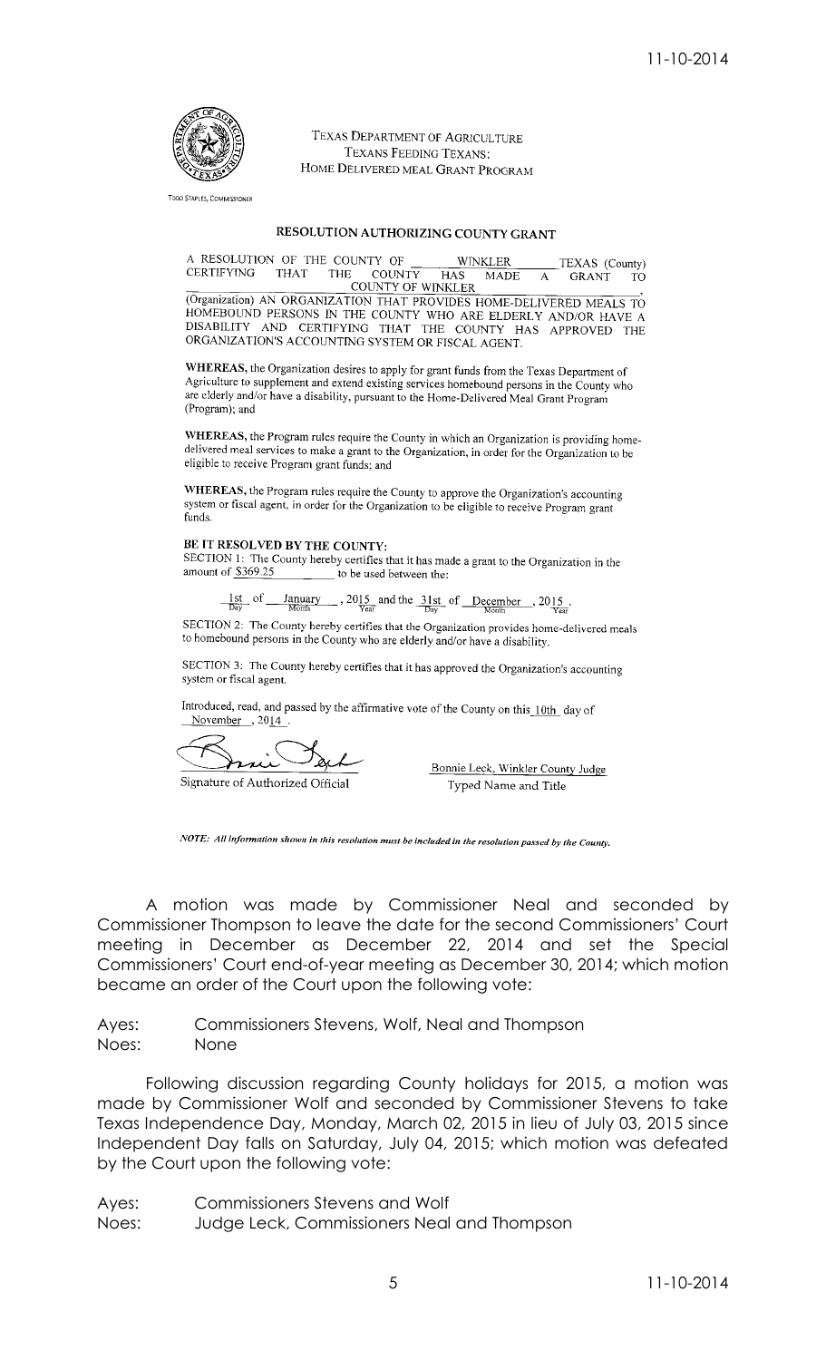TEXAS DEPARTMENT OF AGRICULTURE
TEXANS FEEDING TEXANS:
HOME DELIVERED MEAL GRANT PROGRAM

TODD STAPLES, COMMISSIONER

## RESOLUTION AUTHORIZING COUNTY GRANT

A RESOLUTION OF THE COUNTY OF WINKLER TEXAS (County) CERTIFYING THAT THE COUNTY HAS MADE A GRANT TO COUNTY OF WINKLER (Organization) AN ORGANIZATION THAT PROVIDES HOME-DELIVERED MEALS TO HOMEBOUND PERSONS IN THE COUNTY WHO ARE ELDERLY AND/OR HAVE A DISABILITY AND CERTIFYING THAT THE COUNTY HAS APPROVED THE ORGANIZATION'S ACCOUNTING SYSTEM OR FISCAL AGENT.

**WHEREAS,** the Organization desires to apply for grant funds from the Texas Department of Agriculture to supplement and extend existing services homebound persons in the County who are elderly and/or have a disability, pursuant to the Home-Delivered Meal Grant Program (Program); and

**WHEREAS,** the Program rules require the County in which an Organization is providing home-delivered meal services to make a grant to the Organization, in order for the Organization to be eligible to receive Program grant funds; and

**WHEREAS,** the Program rules require the County to approve the Organization's accounting system or fiscal agent, in order for the Organization to be eligible to receive Program grant funds.

**BE IT RESOLVED BY THE COUNTY:**

SECTION 1: The County hereby certifies that it has made a grant to the Organization in the amount of $369.25 to be used between the:

1st (Day) of January (Month), 2015 (Year) and the 31st (Day) of December (Month), 2015 (Year).

SECTION 2: The County hereby certifies that the Organization provides home-delivered meals to homebound persons in the County who are elderly and/or have a disability.

SECTION 3: The County hereby certifies that it has approved the Organization's accounting system or fiscal agent.

Introduced, read, and passed by the affirmative vote of the County on this 10th day of November, 2014.

Signature of Authorized Official

Bonnie Leck, Winkler County Judge
Typed Name and Title

*NOTE: All information shown in this resolution must be included in the resolution passed by the County.*

A motion was made by Commissioner Neal and seconded by Commissioner Thompson to leave the date for the second Commissioners' Court meeting in December as December 22, 2014 and set the Special Commissioners' Court end-of-year meeting as December 30, 2014; which motion became an order of the Court upon the following vote:

Ayes: Commissioners Stevens, Wolf, Neal and Thompson
Noes: None

Following discussion regarding County holidays for 2015, a motion was made by Commissioner Wolf and seconded by Commissioner Stevens to take Texas Independence Day, Monday, March 02, 2015 in lieu of July 03, 2015 since Independent Day falls on Saturday, July 04, 2015; which motion was defeated by the Court upon the following vote:

Ayes: Commissioners Stevens and Wolf
Noes: Judge Leck, Commissioners Neal and Thompson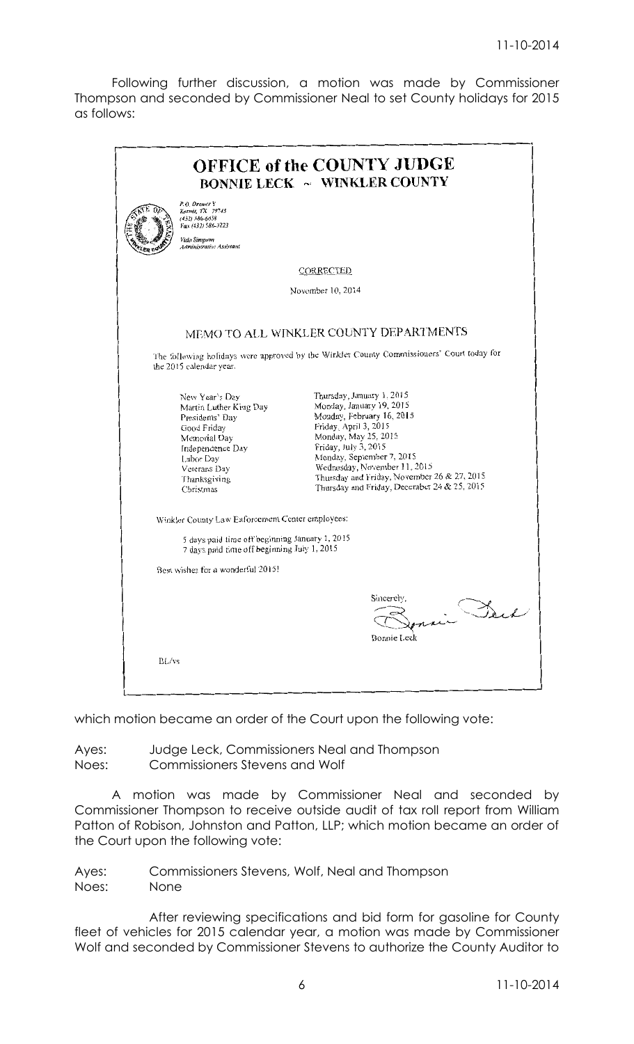Following further discussion, a motion was made by Commissioner Thompson and seconded by Commissioner Neal to set County holidays for 2015 as follows:

# OFFICE of the COUNTY JUDGE
## BONNIE LECK ~ WINKLER COUNTY

P.O. Drawer Y
Kermit, TX 79745
(432) 586-6658
Fax (432) 586-3223

Vida Simpson
Administrative Assistant

CORRECTED

November 10, 2014

### MEMO TO ALL WINKLER COUNTY DEPARTMENTS

The following holidays were approved by the Winkler County Commissioners' Court today for the 2015 calendar year.

| | |
|---|---|
| New Year's Day | Thursday, January 1, 2015 |
| Martin Luther King Day | Monday, January 19, 2015 |
| Presidents' Day | Monday, February 16, 2015 |
| Good Friday | Friday, April 3, 2015 |
| Memorial Day | Monday, May 25, 2015 |
| Independence Day | Friday, July 3, 2015 |
| Labor Day | Monday, September 7, 2015 |
| Veterans Day | Wednesday, November 11, 2015 |
| Thanksgiving | Thursday and Friday, November 26 & 27, 2015 |
| Christmas | Thursday and Friday, December 24 & 25, 2015 |

Winkler County Law Enforcement Center employees:

5 days paid time off beginning January 1, 2015
7 days paid time off beginning July 1, 2015

Best wishes for a wonderful 2015!

Sincerely,

Bonnie Leck

BL/vs

which motion became an order of the Court upon the following vote:

Ayes: Judge Leck, Commissioners Neal and Thompson
Noes: Commissioners Stevens and Wolf

A motion was made by Commissioner Neal and seconded by Commissioner Thompson to receive outside audit of tax roll report from William Patton of Robison, Johnston and Patton, LLP; which motion became an order of the Court upon the following vote:

Ayes: Commissioners Stevens, Wolf, Neal and Thompson
Noes: None

After reviewing specifications and bid form for gasoline for County fleet of vehicles for 2015 calendar year, a motion was made by Commissioner Wolf and seconded by Commissioner Stevens to authorize the County Auditor to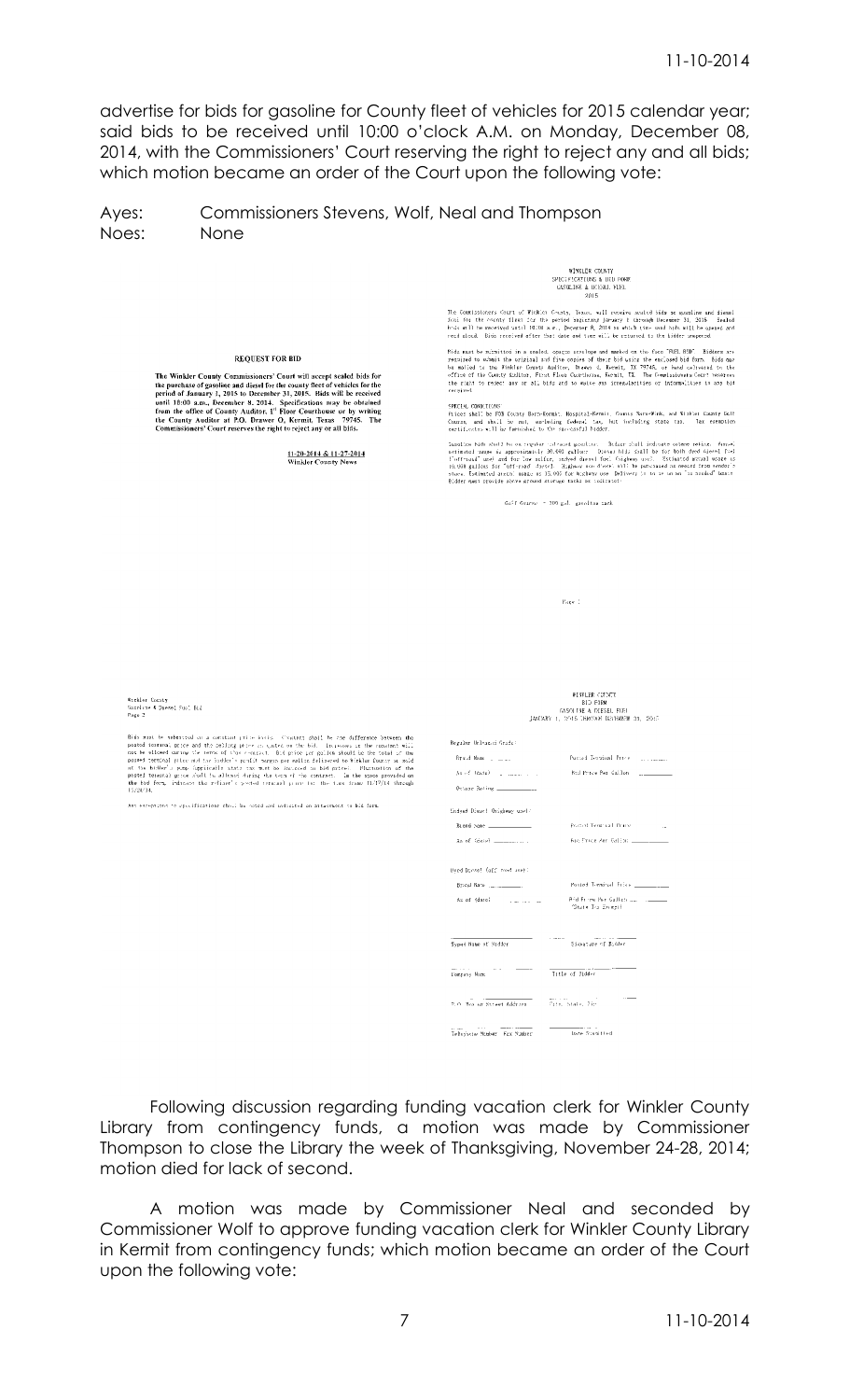advertise for bids for gasoline for County fleet of vehicles for 2015 calendar year; said bids to be received until 10:00 o'clock A.M. on Monday, December 08, 2014, with the Commissioners' Court reserving the right to reject any and all bids; which motion became an order of the Court upon the following vote:

Ayes: Commissioners Stevens, Wolf, Neal and Thompson
Noes: None

**REQUEST FOR BID**

**The Winkler County Commissioners' Court will accept sealed bids for the purchase of gasoline and diesel for the county fleet of vehicles for the period of January 1, 2015 to December 31, 2015. Bids will be received until 10:00 a.m., December 8, 2014. Specifications may be obtained from the office of County Auditor, 1st Floor Courthouse or by writing the County Auditor at P.O. Drawer O, Kermit, Texas 79745. The Commissioners' Court reserves the right to reject any or all bids.**

**11-20-2014 & 11-27-2014**
**Winkler County News**

WINKLER COUNTY
SPECIFICATIONS & BID FORM
GASOLINE & DIESEL FUEL
2015

The Commissioners Court of Winkler County, Texas, will receive sealed bids on gasoline and diesel fuel for the county fleet for the period beginning January 1 through December 31, 2015. Sealed bids will be received until 10:00 a.m., December 8, 2014 at which time said bids will be opened and read aloud. Bids received after that date and time will be returned to the bidder unopened.

Bids must be submitted in a sealed, opaque envelope and marked on the face "FUEL BID". Bidders are required to submit the original and five copies of their bid using the enclosed bid form. Bids may be mailed to the Winkler County Auditor, Drawer O, Kermit, TX 79745, or hand delivered to the office of the County Auditor, First Floor Courthouse, Kermit, TX. The Commissioners Court reserves the right to reject any or all bids and to waive any irregularities or informalities in any bid received.

SPECIAL CONDITIONS:
Prices shall be FOB County Barn-Kermit, Hospital-Kermit, County Barn-Wink, and Winkler County Golf Course, and shall be net, excluding federal tax, but including state tax. Tax exemption certificates will be furnished to the successful bidder.

Gasoline bids shall be on regular unleaded gasoline. Bidder shall indicate octane rating. Annual estimated usage is approximately 30,000 gallons. Diesel bids shall be for both dyed diesel fuel ("off-road" use) and for low sulfur, undyed diesel fuel (highway use). Estimated actual usage is 10,000 gallons for "off-road" diesel. Highway use diesel will be purchased as needed from vendor's store. Estimated annual usage is 15,000 for highway use. Delivery is to be on an "as needed" basis. Bidder must provide above ground storage tanks as indicated:

Golf Course - 300 gal. gasoline tank

Page 1

Winkler County
Gasoline & Diesel Fuel Bid
Page 2

Bids must be submitted on a constant price basis. Constant shall be the difference between the posted terminal price and the selling price as stated on the bid. Increases in the constant will not be allowed during the term of this contract. Bid price per gallon should be the total of the posted terminal price and the bidder's profit margin per gallon delivered to Winkler County or sold at the bidder's pump. Applicable state tax must be included in bid prices. Fluctuation of the posted terminal price shall be allowed during the term of the contract. In the space provided on the bid form, indicate the refiner's posted terminal price for the time frame 11/17/14 through 11/28/14.

Any exceptions to specifications shall be noted and indicated on attachment to bid form.

WINKLER COUNTY
BID FORM
GASOLINE & DIESEL FUEL
JANUARY 1, 2015 THROUGH DECEMBER 31, 2015

Regular Unleaded Grade:

Brand Name ________ Posted Terminal Price ________
As of (date) ________ Bid Price Per Gallon ________
Octane Rating ________

Undyed Diesel (highway use):

Brand Name ________ Posted Terminal Price ________
As of (date) ________ Bid Price Per Gallon ________

Dyed Diesel (off road use):

Brand Name ________ Posted Terminal Price ________
As of (date) ________ Bid Price Per Gallon ________ (State Tax Exempt)

________ Typed Name of Bidder ________ Signature of Bidder

________ Company Name ________ Title of Bidder

________ P.O. Box or Street Address ________ City, State, Zip

________ Telephone Number Fax Number ________ Date Submitted

Following discussion regarding funding vacation clerk for Winkler County Library from contingency funds, a motion was made by Commissioner Thompson to close the Library the week of Thanksgiving, November 24-28, 2014; motion died for lack of second.

A motion was made by Commissioner Neal and seconded by Commissioner Wolf to approve funding vacation clerk for Winkler County Library in Kermit from contingency funds; which motion became an order of the Court upon the following vote: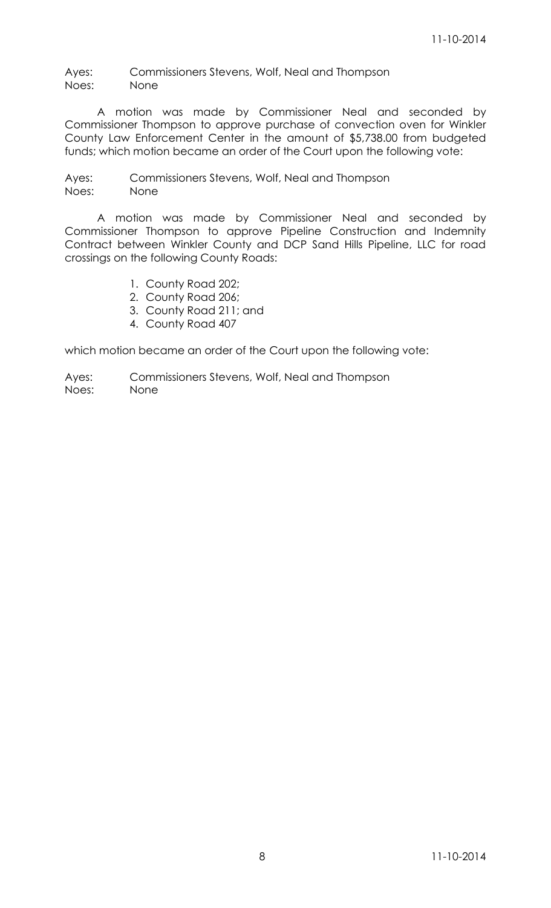Ayes: Commissioners Stevens, Wolf, Neal and Thompson
Noes: None

A motion was made by Commissioner Neal and seconded by Commissioner Thompson to approve purchase of convection oven for Winkler County Law Enforcement Center in the amount of $5,738.00 from budgeted funds; which motion became an order of the Court upon the following vote:

Ayes: Commissioners Stevens, Wolf, Neal and Thompson
Noes: None

A motion was made by Commissioner Neal and seconded by Commissioner Thompson to approve Pipeline Construction and Indemnity Contract between Winkler County and DCP Sand Hills Pipeline, LLC for road crossings on the following County Roads:

1. County Road 202;
2. County Road 206;
3. County Road 211; and
4. County Road 407

which motion became an order of the Court upon the following vote:

Ayes: Commissioners Stevens, Wolf, Neal and Thompson
Noes: None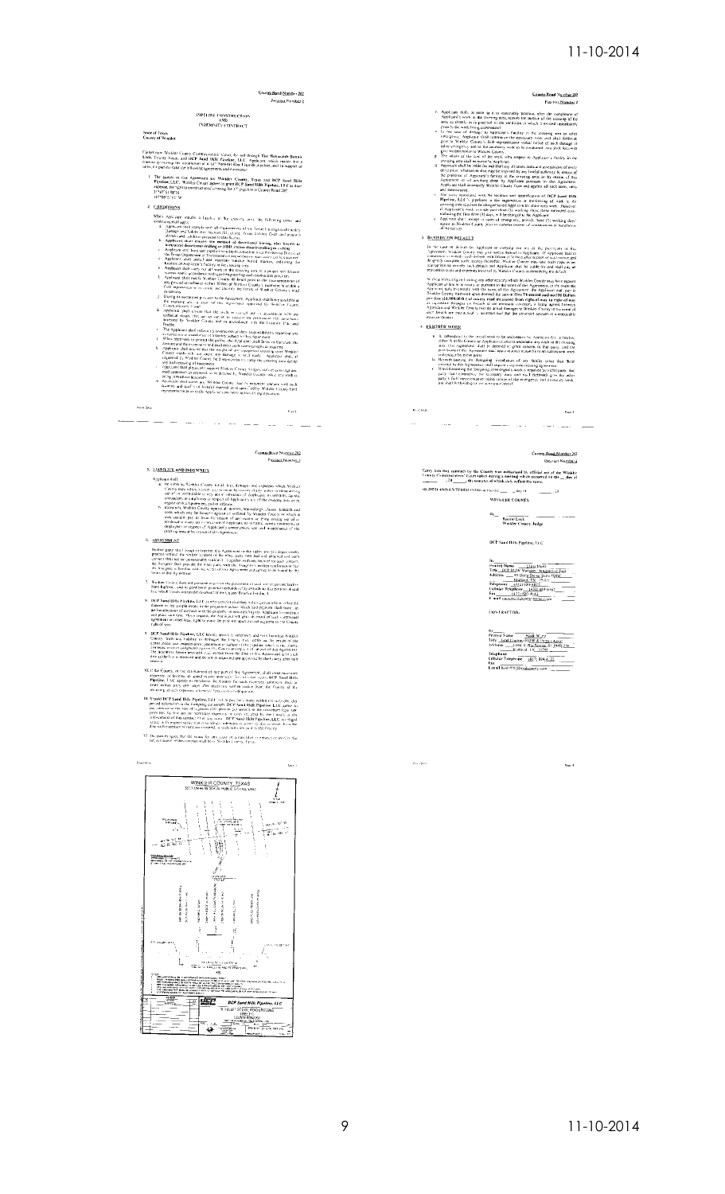County Road Number 207

# PIPELINE CONSTRUCTION AND INDEMNITY CONTRACT

State of Texas
County of Winkler

## 2. CONDITIONS

## 3. REMEDY ON DEFAULT

## 4. FURTHER WORK

## 5. LIABILITY AND INDEMNITY

## 6. ASSIGNMENT

WINKLER COUNTY

Bonnie Leck
Winkler County Judge

DCP Sand Hills Pipeline, LLC

CONTRACTOR:

WINKLER COUNTY, TEXAS

DCP Sand Hills Pipeline, LLC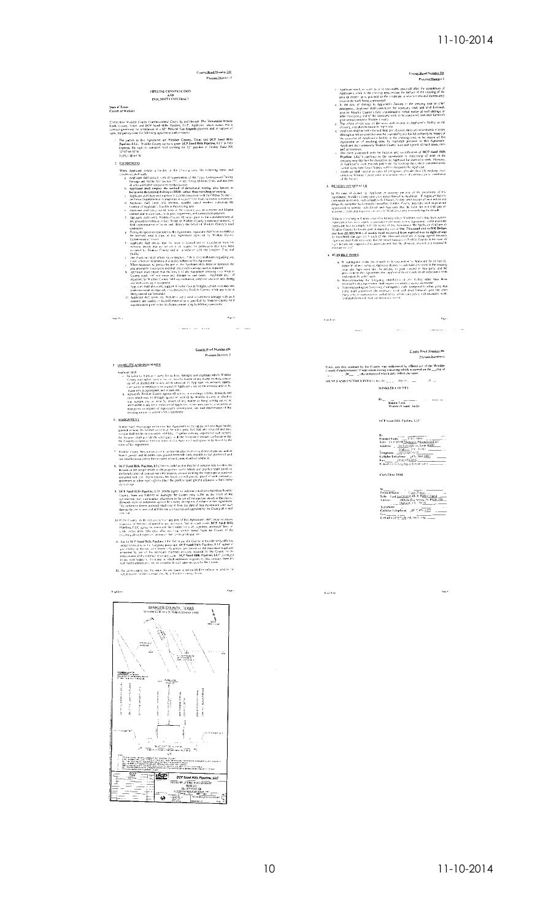County Road Number 206

Precinct Number 2

# PIPELINE CONSTRUCTION AND INDEMNITY CONTRACT

**State of Texas**
**County of Winkler**

## 2. CONDITIONS

## 3. REVOCATION OF PERMIT

## 4. FUTURE WORK

## 5. LIABILITY AND INDEMNITY

## 6. ASSIGNMENT

WINKLER COUNTY

DCP Sand Hills Pipeline, LLC

CONTRACTOR

WINKLER COUNTY, TEXAS

DCP Sand Hills Pipeline, LLC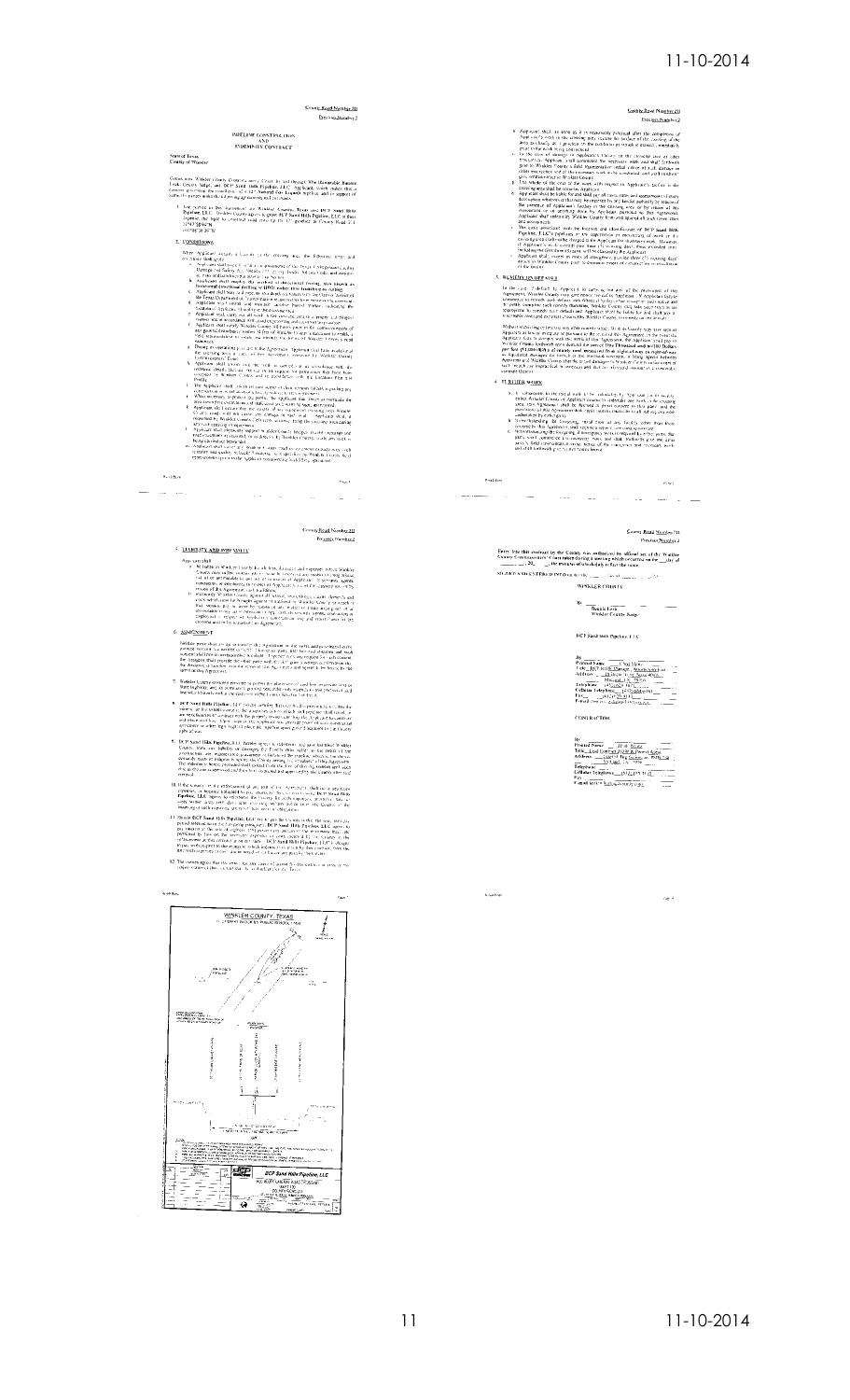County Road Number 211

Precinct Number 2

# PIPELINE CONSTRUCTION AND INDEMNITY CONTRACT

State of Texas
County of Winkler

## 2. CONDITIONS

## 3. REMEDY ON DEFAULT

## 4. FURTHER WORK

## 5. LIABILITY AND PENALTY

## 6. ASSIGNMENT

WINKLER COUNTY

By: ______________________
Bonnie Leck
Winkler County Judge

DCP Sand Hills Pipeline, LLC

CONTRACTOR

WINKLER COUNTY, TEXAS

DCP Sand Hills Pipeline, LLC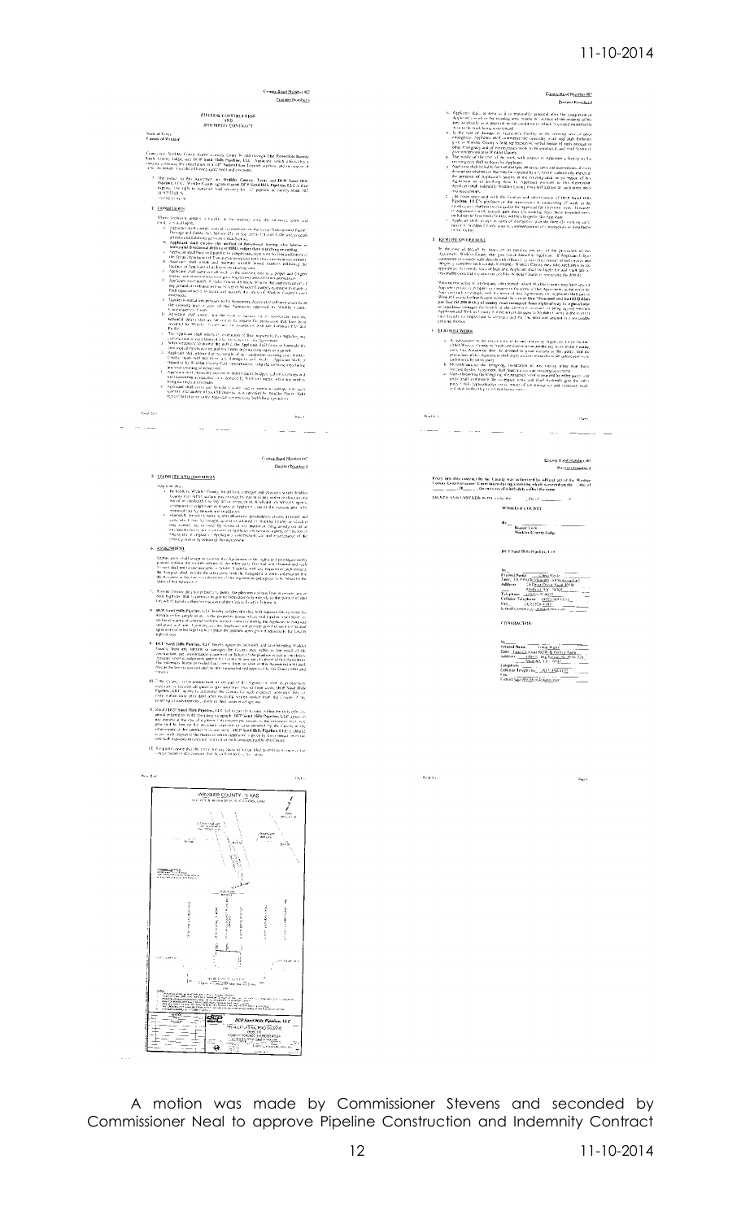A motion was made by Commissioner Stevens and seconded by Commissioner Neal to approve Pipeline Construction and Indemnity Contract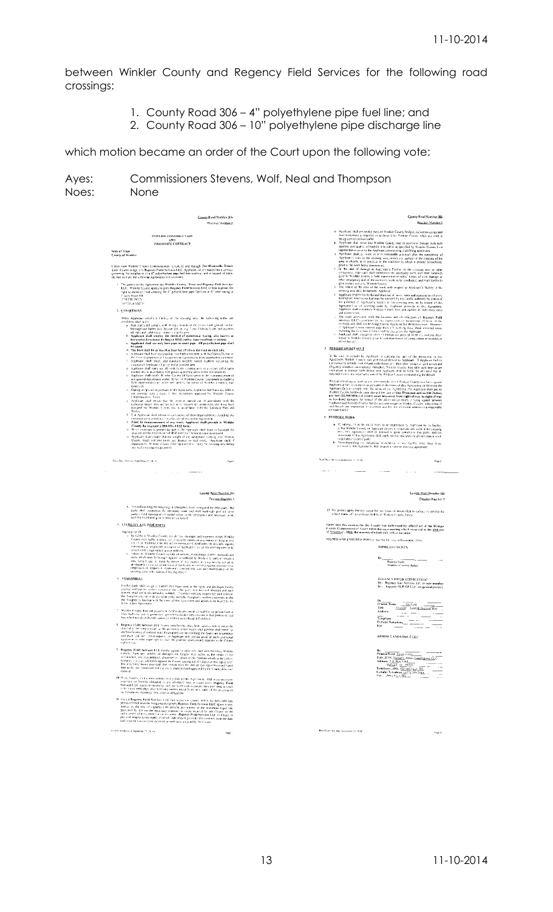between Winkler County and Regency Field Services for the following road crossings:

1. County Road 306 – 4" polyethylene pipe fuel line; and
2. County Road 306 – 10" polyethylene pipe discharge line

which motion became an order of the Court upon the following vote:

Ayes: Commissioners Stevens, Wolf, Neal and Thompson
Noes: None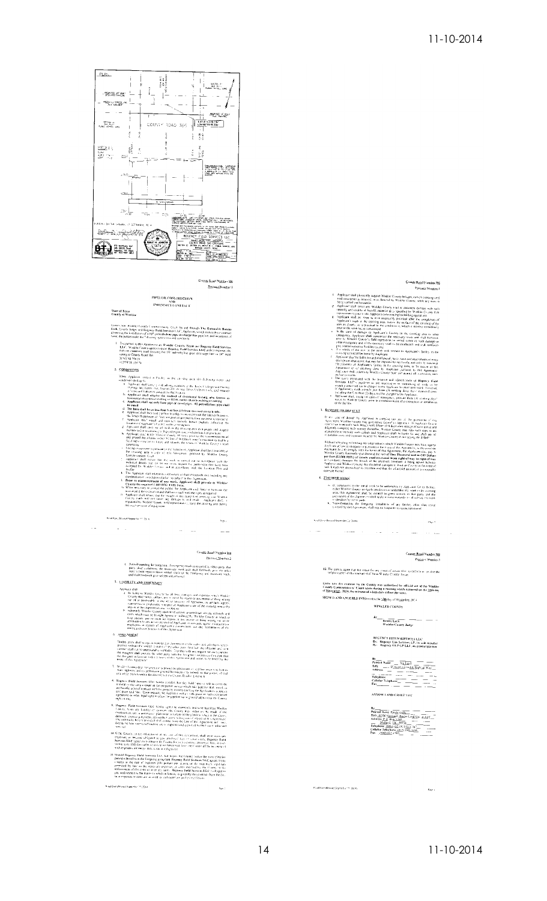County Road Number 306

PIPELINE CONSTRUCTION AND INDEMNITY CONTRACT

State of Texas
County of Winkler

2. CONDITIONS

3. REMEDY ON DEFAULT

5. LIABILITY AND INDEMNITY

6. ASSIGNMENT

WINKLER COUNTY

REGENCY FIELD SERVICES LLC

ARROW LAND GROUP LLC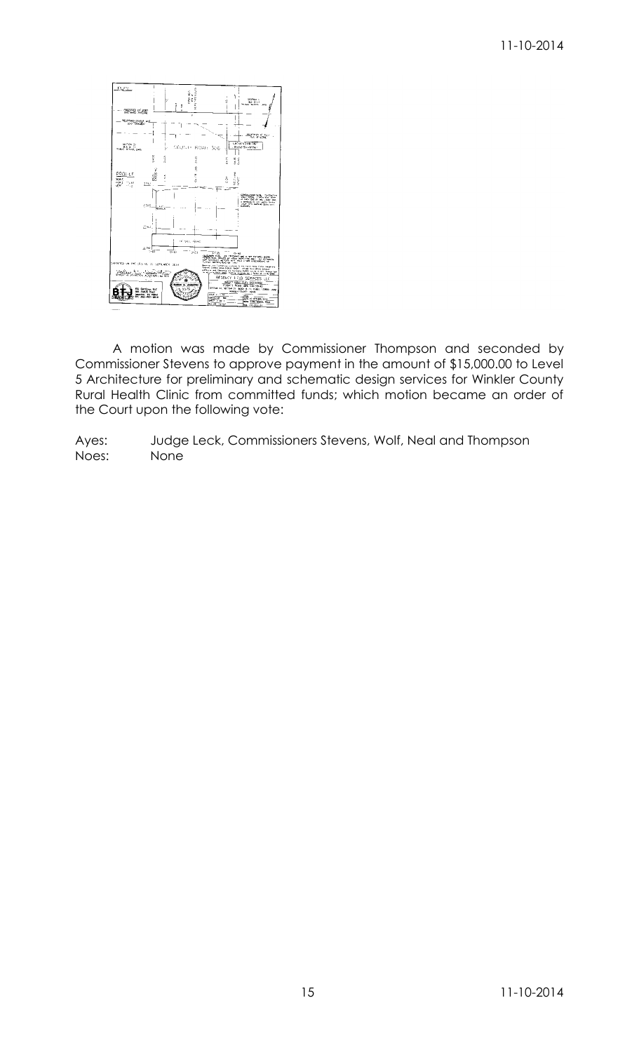A motion was made by Commissioner Thompson and seconded by Commissioner Stevens to approve payment in the amount of $15,000.00 to Level 5 Architecture for preliminary and schematic design services for Winkler County Rural Health Clinic from committed funds; which motion became an order of the Court upon the following vote:

Ayes: Judge Leck, Commissioners Stevens, Wolf, Neal and Thompson
Noes: None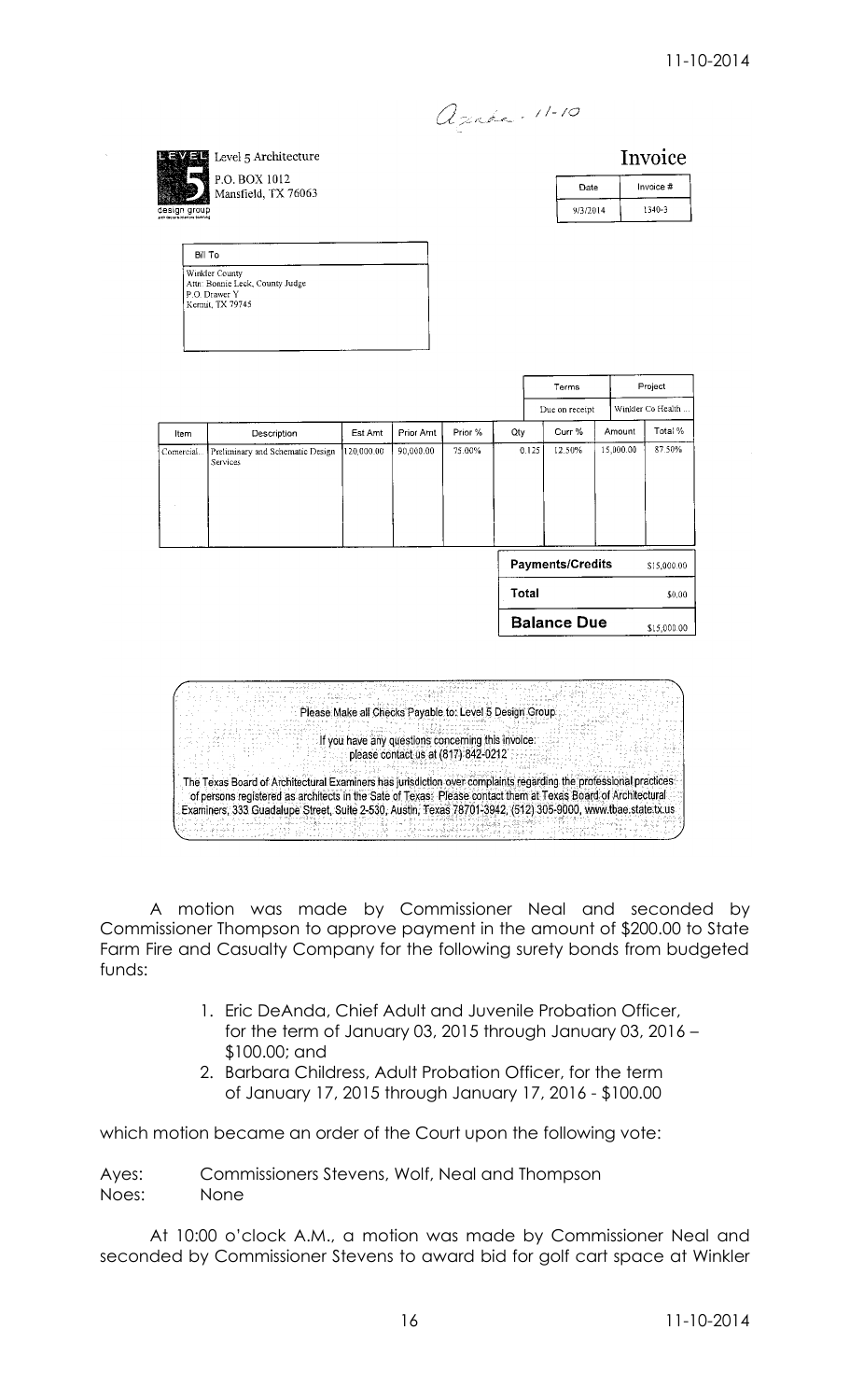Agenda - 11-10

Level 5 Architecture
P.O. BOX 1012
Mansfield, TX 76063

design group

# Invoice

| Date | Invoice # |
| --- | --- |
| 9/3/2014 | 1340-3 |

**Bill To**

Winkler County
Attn: Bonnie Leck, County Judge
P.O. Drawer Y
Kermit, TX 79745

| Terms | Project |
| --- | --- |
| Due on receipt | Winkler Co Health ... |

| Item | Description | Est Amt | Prior Amt | Prior % | Qty | Curr % | Amount | Total % |
| --- | --- | --- | --- | --- | --- | --- | --- | --- |
| Comercial... | Preliminary and Schematic Design Services | 120,000.00 | 90,000.00 | 75.00% | 0.125 | 12.50% | 15,000.00 | 87.50% |

| | |
| --- | --- |
| **Payments/Credits** | $15,000.00 |
| **Total** | $0.00 |
| **Balance Due** | $15,000.00 |

Please Make all Checks Payable to: Level 5 Design Group

If you have any questions concerning this invoice:
please contact us at (817) 842-0212

The Texas Board of Architectural Examiners has jurisdiction over complaints regarding the professional practices of persons registered as architects in the Sate of Texas. Please contact them at Texas Board of Architectural Examiners, 333 Guadalupe Street, Suite 2-530, Austin, Texas 78701-3942, (512) 305-9000, www.tbae.state.tx.us

A motion was made by Commissioner Neal and seconded by Commissioner Thompson to approve payment in the amount of $200.00 to State Farm Fire and Casualty Company for the following surety bonds from budgeted funds:

1. Eric DeAnda, Chief Adult and Juvenile Probation Officer, for the term of January 03, 2015 through January 03, 2016 – $100.00; and
2. Barbara Childress, Adult Probation Officer, for the term of January 17, 2015 through January 17, 2016 - $100.00

which motion became an order of the Court upon the following vote:

Ayes: Commissioners Stevens, Wolf, Neal and Thompson
Noes: None

At 10:00 o'clock A.M., a motion was made by Commissioner Neal and seconded by Commissioner Stevens to award bid for golf cart space at Winkler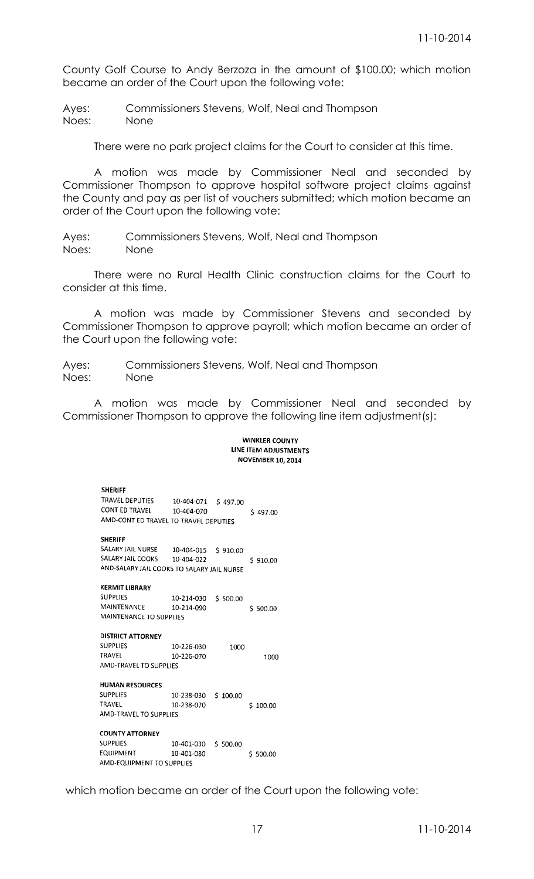County Golf Course to Andy Berzoza in the amount of $100.00; which motion became an order of the Court upon the following vote:

Ayes: Commissioners Stevens, Wolf, Neal and Thompson
Noes: None

There were no park project claims for the Court to consider at this time.

A motion was made by Commissioner Neal and seconded by Commissioner Thompson to approve hospital software project claims against the County and pay as per list of vouchers submitted; which motion became an order of the Court upon the following vote:

Ayes: Commissioners Stevens, Wolf, Neal and Thompson
Noes: None

There were no Rural Health Clinic construction claims for the Court to consider at this time.

A motion was made by Commissioner Stevens and seconded by Commissioner Thompson to approve payroll; which motion became an order of the Court upon the following vote:

Ayes: Commissioners Stevens, Wolf, Neal and Thompson
Noes: None

A motion was made by Commissioner Neal and seconded by Commissioner Thompson to approve the following line item adjustment(s):

**WINKLER COUNTY**
**LINE ITEM ADJUSTMENTS**
**NOVEMBER 10, 2014**

| | | | |
|---|---|---|---|
| **SHERIFF** | | | |
| TRAVEL DEPUTIES | 10-404-071 | $ 497.00 | |
| CONT ED TRAVEL | 10-404-070 | | $ 497.00 |
| AMD-CONT ED TRAVEL TO TRAVEL DEPUTIES | | | |
| **SHERIFF** | | | |
| SALARY JAIL NURSE | 10-404-015 | $ 910.00 | |
| SALARY JAIL COOKS | 10-404-022 | | $ 910.00 |
| AND-SALARY JAIL COOKS TO SALARY JAIL NURSE | | | |
| **KERMIT LIBRARY** | | | |
| SUPPLIES | 10-214-030 | $ 500.00 | |
| MAINTENANCE | 10-214-090 | | $ 500.00 |
| MAINTENANCE TO SUPPLIES | | | |
| **DISTRICT ATTORNEY** | | | |
| SUPPLIES | 10-226-030 | 1000 | |
| TRAVEL | 10-226-070 | | 1000 |
| AMD-TRAVEL TO SUPPLIES | | | |
| **HUMAN RESOURCES** | | | |
| SUPPLIES | 10-238-030 | $ 100.00 | |
| TRAVEL | 10-238-070 | | $ 100.00 |
| AMD-TRAVEL TO SUPPLIES | | | |
| **COUNTY ATTORNEY** | | | |
| SUPPLIES | 10-401-030 | $ 500.00 | |
| EQUIPMENT | 10-401-080 | | $ 500.00 |
| AMD-EQUIPMENT TO SUPPLIES | | | |

which motion became an order of the Court upon the following vote: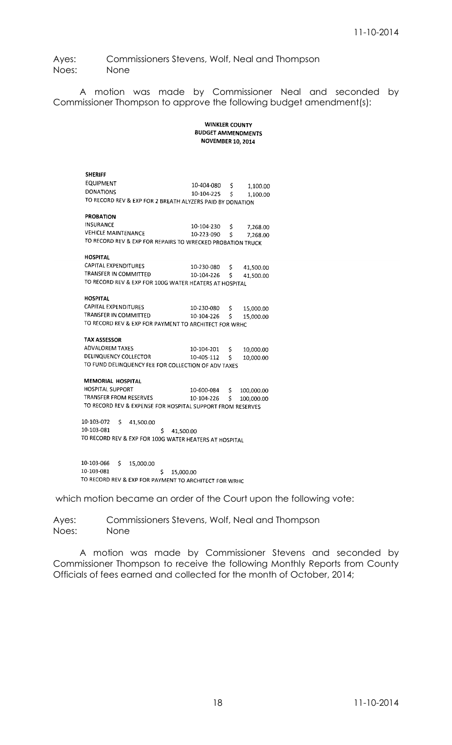Ayes: Commissioners Stevens, Wolf, Neal and Thompson
Noes: None

A motion was made by Commissioner Neal and seconded by Commissioner Thompson to approve the following budget amendment(s):

**WINKLER COUNTY**
**BUDGET AMMENDMENTS**
**NOVEMBER 10, 2014**

**SHERIFF**

| | | |
|---|---|---|
| EQUIPMENT | 10-404-080 | $ 1,100.00 |
| DONATIONS | 10-104-225 | $ 1,100.00 |

TO RECORD REV & EXP FOR 2 BREATH ALYZERS PAID BY DONATION

**PROBATION**

| | | |
|---|---|---|
| INSURANCE | 10-104-230 | $ 7,268.00 |
| VEHICLE MAINTENANCE | 10-223-090 | $ 7,268.00 |

TO RECORD REV & EXP FOR REPAIRS TO WRECKED PROBATION TRUCK

**HOSPITAL**

| | | |
|---|---|---|
| CAPITAL EXPENDITURES | 10-230-080 | $ 41,500.00 |
| TRANSFER IN COMMITTED | 10-104-226 | $ 41,500.00 |

TO RECORD REV & EXP FOR 100G WATER HEATERS AT HOSPITAL

**HOSPITAL**

| | | |
|---|---|---|
| CAPITAL EXPENDITURES | 10-230-080 | $ 15,000.00 |
| TRANSFER IN COMMITTED | 10-104-226 | $ 15,000.00 |

TO RECORD REV & EXP FOR PAYMENT TO ARCHITECT FOR WRHC

**TAX ASSESSOR**

| | | |
|---|---|---|
| ADVALOREM TAXES | 10-104-201 | $ 10,000.00 |
| DELINQUENCY COLLECTOR | 10-405-112 | $ 10,000.00 |

TO FUND DELINQUENCY FEE FOR COLLECTION OF ADV TAXES

**MEMORIAL HOSPITAL**

| | | |
|---|---|---|
| HOSPITAL SUPPORT | 10-600-084 | $ 100,000.00 |
| TRANSFER FROM RESERVES | 10-104-226 | $ 100,000.00 |

TO RECORD REV & EXPENSE FOR HOSPITAL SUPPORT FROM RESERVES

| | | |
|---|---|---|
| 10-103-072 | $ 41,500.00 | |
| 10-103-081 | | $ 41,500.00 |

TO RECORD REV & EXP FOR 100G WATER HEATERS AT HOSPITAL

| | | |
|---|---|---|
| 10-103-066 | $ 15,000.00 | |
| 10-103-081 | | $ 15,000.00 |

TO RECORD REV & EXP FOR PAYMENT TO ARCHITECT FOR WRHC

which motion became an order of the Court upon the following vote:

Ayes: Commissioners Stevens, Wolf, Neal and Thompson
Noes: None

A motion was made by Commissioner Stevens and seconded by Commissioner Thompson to receive the following Monthly Reports from County Officials of fees earned and collected for the month of October, 2014;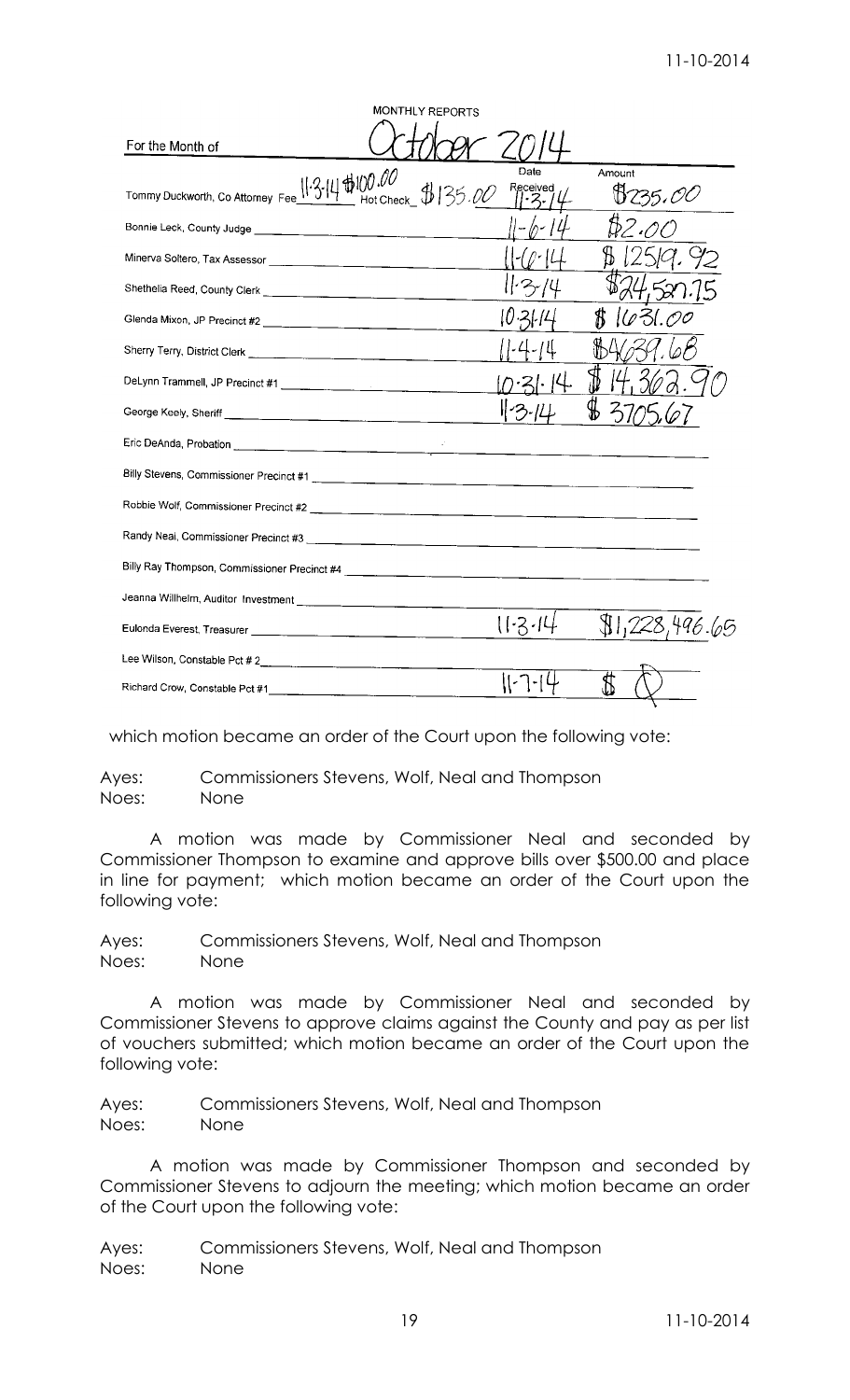MONTHLY REPORTS

For the Month of October 2014

| | Date | Amount |
|---|---|---|
| Tommy Duckworth, Co Attorney Fee 11-3-14 $100.00 Hot Check $135.00 | Received 11-3-14 | $235.00 |
| Bonnie Leck, County Judge | 11-6-14 | $2.00 |
| Minerva Soltero, Tax Assessor | 11-6-14 | $12519.92 |
| Shethelia Reed, County Clerk | 11-3-14 | $24,527.75 |
| Glenda Mixon, JP Precinct #2 | 10-31-14 | $1631.00 |
| Sherry Terry, District Clerk | 11-4-14 | $4639.68 |
| DeLynn Trammell, JP Precinct #1 | 10-31-14 | $14,362.90 |
| George Keely, Sheriff | 11-3-14 | $3705.67 |
| Eric DeAnda, Probation | | |
| Billy Stevens, Commissioner Precinct #1 | | |
| Robbie Wolf, Commissioner Precinct #2 | | |
| Randy Neal, Commissioner Precinct #3 | | |
| Billy Ray Thompson, Commissioner Precinct #4 | | |
| Jeanna Willhelm, Auditor Investment | | |
| Eulonda Everest, Treasurer | 11-3-14 | $1,228,496.65 |
| Lee Wilson, Constable Pct # 2 | | |
| Richard Crow, Constable Pct #1 | 11-7-14 | $0 |

which motion became an order of the Court upon the following vote:

Ayes: Commissioners Stevens, Wolf, Neal and Thompson
Noes: None

A motion was made by Commissioner Neal and seconded by Commissioner Thompson to examine and approve bills over $500.00 and place in line for payment; which motion became an order of the Court upon the following vote:

Ayes: Commissioners Stevens, Wolf, Neal and Thompson
Noes: None

A motion was made by Commissioner Neal and seconded by Commissioner Stevens to approve claims against the County and pay as per list of vouchers submitted; which motion became an order of the Court upon the following vote:

Ayes: Commissioners Stevens, Wolf, Neal and Thompson
Noes: None

A motion was made by Commissioner Thompson and seconded by Commissioner Stevens to adjourn the meeting; which motion became an order of the Court upon the following vote:

Ayes: Commissioners Stevens, Wolf, Neal and Thompson
Noes: None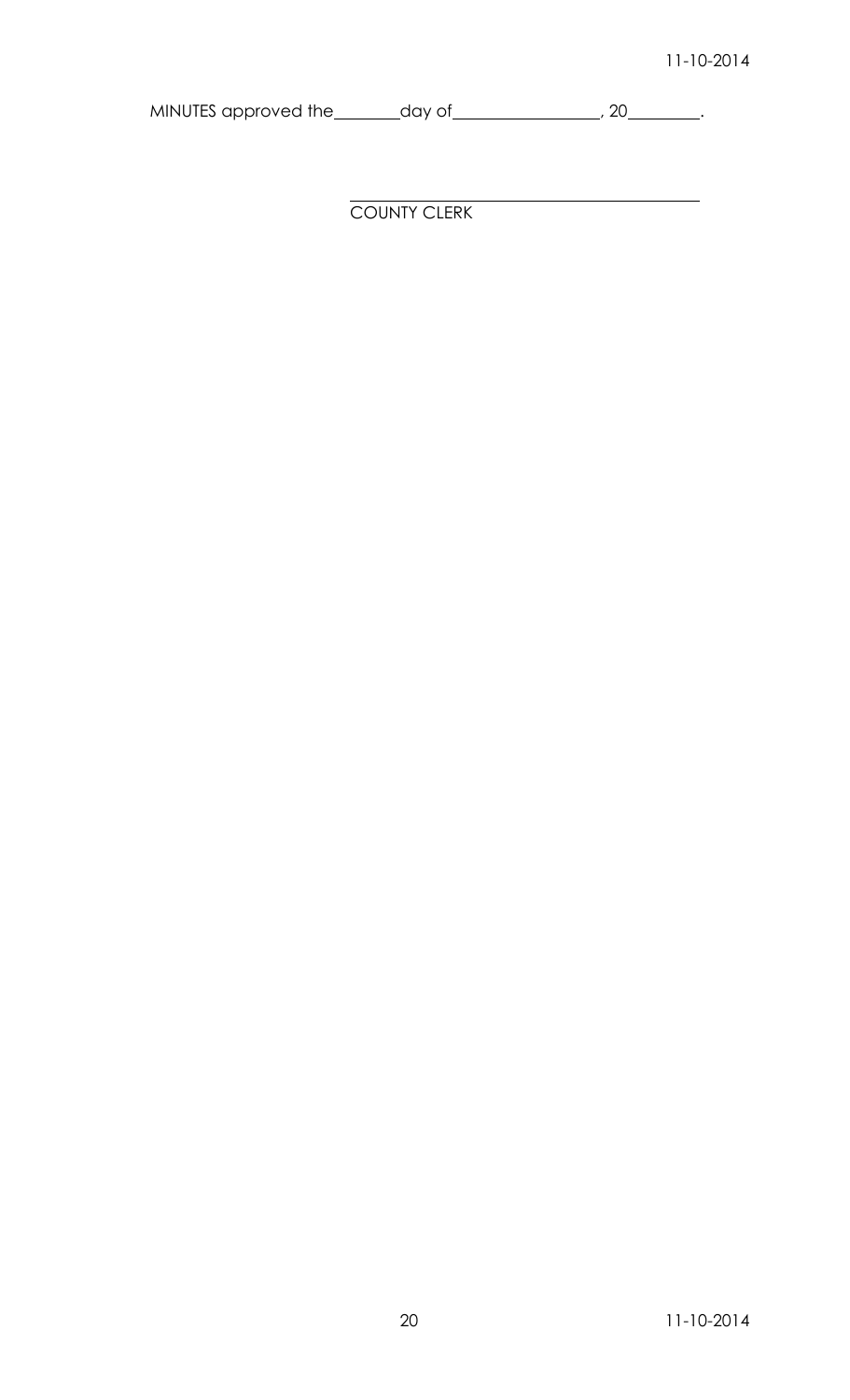MINUTES approved the_______day of________________, 20________.

_______________________________________
COUNTY CLERK